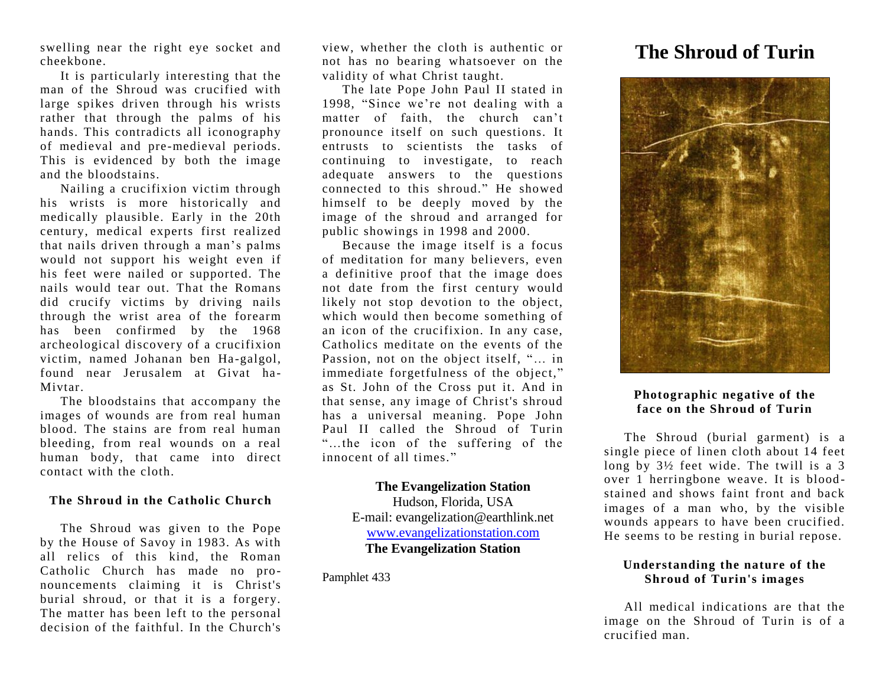swelling near the right eye socket and cheekbone.

It is particularly interesting that the man of the Shroud was crucified with large spikes driven through his wrists rather that through the palms of his hands. This contradicts all iconography of medieval and pre-medieval periods. This is evidenced by both the image and the bloodstains.

Nailing a crucifixion victim through his wrists is more historically and medically plausible. Early in the 20th century, medical experts first realized that nails driven through a man's palms would not support his weight even if his feet were nailed or supported. The nails would tear out. That the Romans did crucify victims by driving nails through the wrist area of the forearm has been confirmed by the 1968 archeological discovery of a crucifixion victim, named Johanan ben Ha-galgol, found near Jerusalem at Givat ha-Mivtar.

The bloodstains that accompany the images of wounds are from real human blood. The stains are from real human bleeding, from real wounds on a real human body, that came into direct contact with the cloth.

### The Shroud in the Catholic Church

The Shroud was given to the Pope by the House of Savoy in 1983. As with all relics of this kind, the Roman Catholic Church has made no pronouncements claiming it is Christ's burial shroud, or that it is a forgery. The matter has been left to the personal decision of the faithful. In the Church's view, whether the cloth is authentic or not has no bearing whatsoever on the validity of what Christ taught.

The late Pope John Paul II stated in 1998, "Since we're not dealing with a matter of faith, the church can't pronounce itself on such questions. It entrusts to scientists the tasks of continuing to investigate, to reach adequate answers to the questions connected to this shroud." He showed himself to be deeply moved by the image of the shroud and arranged for public showings in 1998 and 2000.

Because the image itself is a focus of meditation for many believers, even a definitive proof that the image does not date from the first century would likely not stop devotion to the object, which would then become something of an icon of the crucifixion. In any case, Catholics meditate on the events of the Passion, not on the object itself, "... in immediate forgetfulness of the object," as St. John of the Cross put it. And in that sense, any image of Christ's shroud has a universal meaning. Pope John Paul II called the Shroud of Turin "...the icon of the suffering of the innocent of all times."

**The Evangelization Station**
Hudson, Florida, USA
E-mail: evangelization@earthlink.net
www.evangelizationstation.com
**The Evangelization Station**

Pamphlet 433

# The Shroud of Turin

**Photographic negative of the face on the Shroud of Turin**

The Shroud (burial garment) is a single piece of linen cloth about 14 feet long by 3½ feet wide. The twill is a 3 over 1 herringbone weave. It is blood-stained and shows faint front and back images of a man who, by the visible wounds appears to have been crucified. He seems to be resting in burial repose.

### Understanding the nature of the Shroud of Turin's images

All medical indications are that the image on the Shroud of Turin is of a crucified man.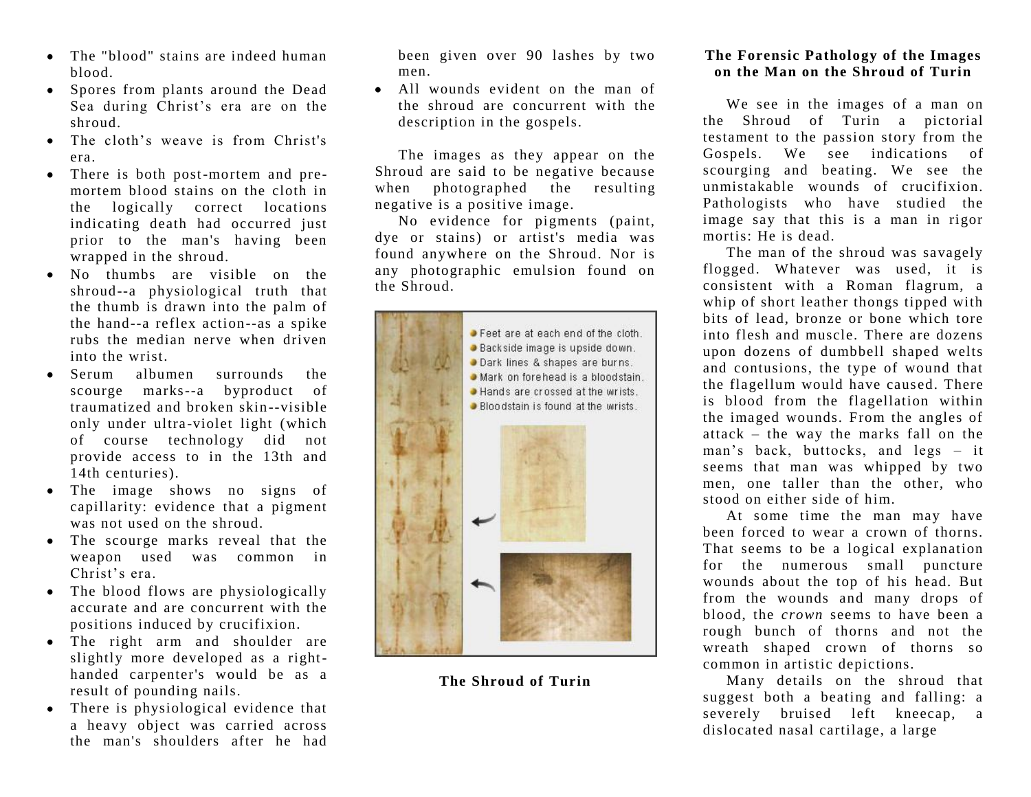- The "blood" stains are indeed human blood.
- Spores from plants around the Dead Sea during Christ's era are on the shroud.
- The cloth's weave is from Christ's era.
- There is both post-mortem and pre-mortem blood stains on the cloth in the logically correct locations indicating death had occurred just prior to the man's having been wrapped in the shroud.
- No thumbs are visible on the shroud--a physiological truth that the thumb is drawn into the palm of the hand--a reflex action--as a spike rubs the median nerve when driven into the wrist.
- Serum albumen surrounds the scourge marks--a byproduct of traumatized and broken skin--visible only under ultra-violet light (which of course technology did not provide access to in the 13th and 14th centuries).
- The image shows no signs of capillarity: evidence that a pigment was not used on the shroud.
- The scourge marks reveal that the weapon used was common in Christ's era.
- The blood flows are physiologically accurate and are concurrent with the positions induced by crucifixion.
- The right arm and shoulder are slightly more developed as a right-handed carpenter's would be as a result of pounding nails.
- There is physiological evidence that a heavy object was carried across the man's shoulders after he had been given over 90 lashes by two men.
- All wounds evident on the man of the shroud are concurrent with the description in the gospels.

The images as they appear on the Shroud are said to be negative because when photographed the resulting negative is a positive image.

No evidence for pigments (paint, dye or stains) or artist's media was found anywhere on the Shroud. Nor is any photographic emulsion found on the Shroud.

Feet are at each end of the cloth.
Backside image is upside down.
Dark lines & shapes are burns.
Mark on forehead is a bloodstain.
Hands are crossed at the wrists.
Bloodstain is found at the wrists.

**The Shroud of Turin**

## The Forensic Pathology of the Images on the Man on the Shroud of Turin

We see in the images of a man on the Shroud of Turin a pictorial testament to the passion story from the Gospels. We see indications of scourging and beating. We see the unmistakable wounds of crucifixion. Pathologists who have studied the image say that this is a man in rigor mortis: He is dead.

The man of the shroud was savagely flogged. Whatever was used, it is consistent with a Roman flagrum, a whip of short leather thongs tipped with bits of lead, bronze or bone which tore into flesh and muscle. There are dozens upon dozens of dumbbell shaped welts and contusions, the type of wound that the flagellum would have caused. There is blood from the flagellation within the imaged wounds. From the angles of attack – the way the marks fall on the man's back, buttocks, and legs – it seems that man was whipped by two men, one taller than the other, who stood on either side of him.

At some time the man may have been forced to wear a crown of thorns. That seems to be a logical explanation for the numerous small puncture wounds about the top of his head. But from the wounds and many drops of blood, the *crown* seems to have been a rough bunch of thorns and not the wreath shaped crown of thorns so common in artistic depictions.

Many details on the shroud that suggest both a beating and falling: a severely bruised left kneecap, a dislocated nasal cartilage, a large